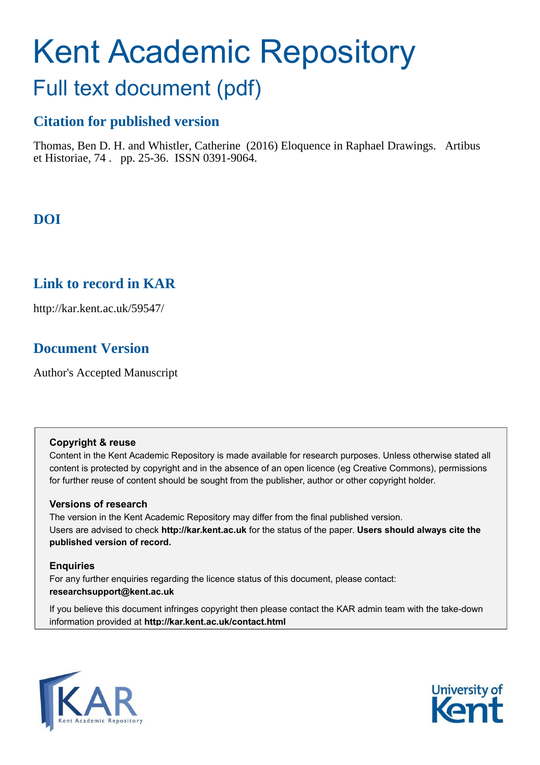# Kent Academic Repository

## Full text document (pdf)

### Citation for published version

Thomas, Ben D. H. and Whistler, Catherine (2016) Eloquence in Raphael Drawings. Artibus et Historiae, 74 . pp. 25-36. ISSN 0391-9064.

### DOI

### Link to record in KAR

http://kar.kent.ac.uk/59547/

### Document Version

Author's Accepted Manuscript

**Copyright & reuse**

Content in the Kent Academic Repository is made available for research purposes. Unless otherwise stated all content is protected by copyright and in the absence of an open licence (eg Creative Commons), permissions for further reuse of content should be sought from the publisher, author or other copyright holder.

**Versions of research**

The version in the Kent Academic Repository may differ from the final published version.
Users are advised to check **http://kar.kent.ac.uk** for the status of the paper. **Users should always cite the published version of record.**

**Enquiries**

For any further enquiries regarding the licence status of this document, please contact:
**researchsupport@kent.ac.uk**

If you believe this document infringes copyright then please contact the KAR admin team with the take-down information provided at **http://kar.kent.ac.uk/contact.html**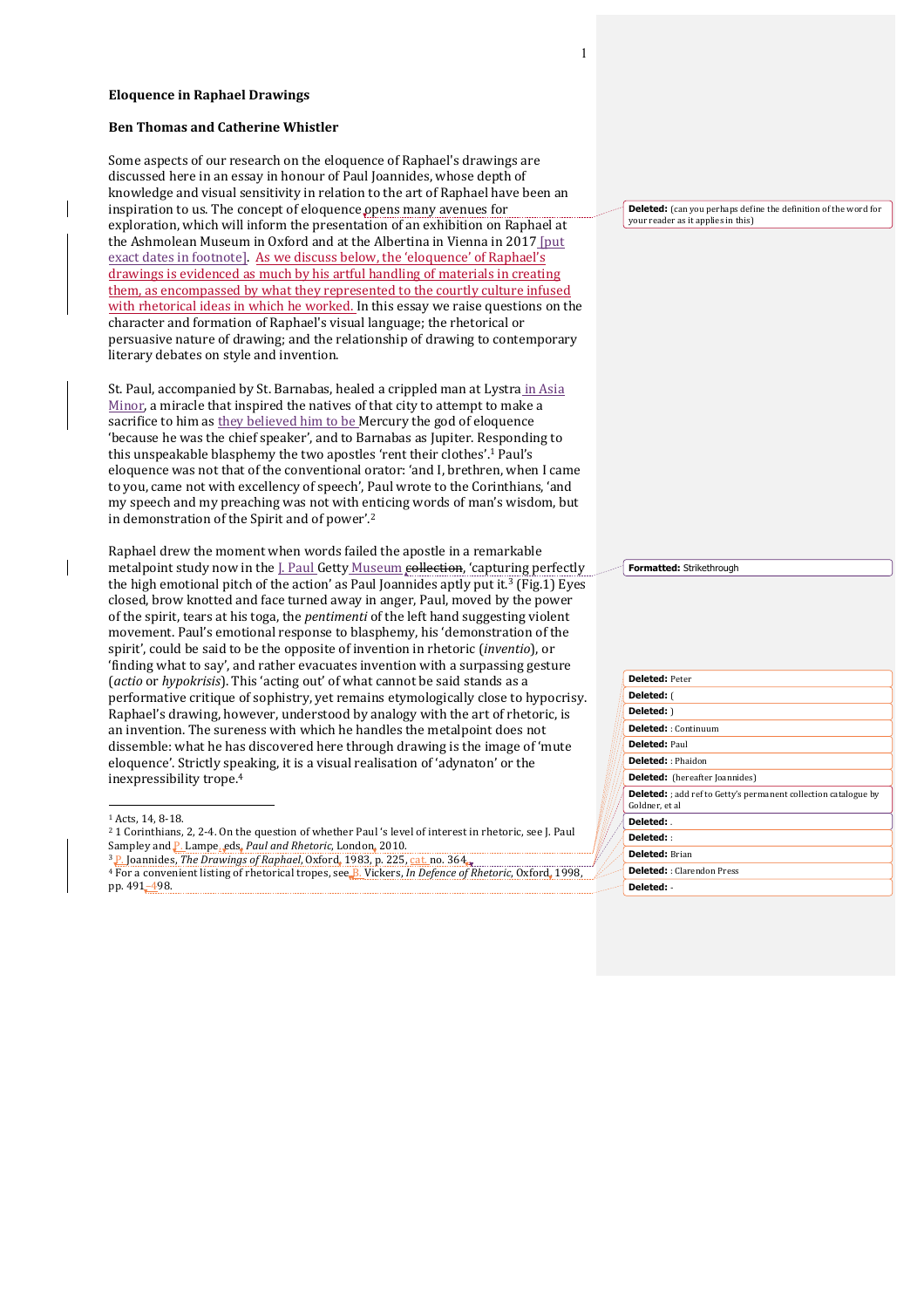**Eloquence in Raphael Drawings**

**Ben Thomas and Catherine Whistler**

Some aspects of our research on the eloquence of Raphael's drawings are discussed here in an essay in honour of Paul Joannides, whose depth of knowledge and visual sensitivity in relation to the art of Raphael have been an inspiration to us. The concept of eloquence opens many avenues for exploration, which will inform the presentation of an exhibition on Raphael at the Ashmolean Museum in Oxford and at the Albertina in Vienna in 2017 [put exact dates in footnote]. As we discuss below, the 'eloquence' of Raphael's drawings is evidenced as much by his artful handling of materials in creating them, as encompassed by what they represented to the courtly culture infused with rhetorical ideas in which he worked. In this essay we raise questions on the character and formation of Raphael's visual language; the rhetorical or persuasive nature of drawing; and the relationship of drawing to contemporary literary debates on style and invention.

St. Paul, accompanied by St. Barnabas, healed a crippled man at Lystra in Asia Minor, a miracle that inspired the natives of that city to attempt to make a sacrifice to him as they believed him to be Mercury the god of eloquence 'because he was the chief speaker', and to Barnabas as Jupiter. Responding to this unspeakable blasphemy the two apostles 'rent their clothes'.[1] Paul's eloquence was not that of the conventional orator: 'and I, brethren, when I came to you, came not with excellency of speech', Paul wrote to the Corinthians, 'and my speech and my preaching was not with enticing words of man's wisdom, but in demonstration of the Spirit and of power'.[2]

Raphael drew the moment when words failed the apostle in a remarkable metalpoint study now in the J. Paul Getty Museum ~~collection~~, 'capturing perfectly the high emotional pitch of the action' as Paul Joannides aptly put it.[3] (Fig.1) Eyes closed, brow knotted and face turned away in anger, Paul, moved by the power of the spirit, tears at his toga, the *pentimenti* of the left hand suggesting violent movement. Paul's emotional response to blasphemy, his 'demonstration of the spirit', could be said to be the opposite of invention in rhetoric (*inventio*), or 'finding what to say', and rather evacuates invention with a surpassing gesture (*actio* or *hypokrisis*). This 'acting out' of what cannot be said stands as a performative critique of sophistry, yet remains etymologically close to hypocrisy. Raphael's drawing, however, understood by analogy with the art of rhetoric, is an invention. The sureness with which he handles the metalpoint does not dissemble: what he has discovered here through drawing is the image of 'mute eloquence'. Strictly speaking, it is a visual realisation of 'adynaton' or the inexpressibility trope.[4]

---

[1] Acts, 14, 8-18.

[2] 1 Corinthians, 2, 2-4. On the question of whether Paul 's level of interest in rhetoric, see J. Paul Sampley and P. Lampe, eds, *Paul and Rhetoric*, London, 2010.

[3] P. Joannides, *The Drawings of Raphael*, Oxford, 1983, p. 225, cat. no. 364.

[4] For a convenient listing of rhetorical tropes, see B. Vickers, *In Defence of Rhetoric*, Oxford, 1998, pp. 491–498.

---

Deleted: (can you perhaps define the definition of the word for your reader as it applies in this)

Formatted: Strikethrough

Deleted: Peter

Deleted: (

Deleted: )

Deleted: : Continuum

Deleted: Paul

Deleted: : Phaidon

Deleted: (hereafter Joannides)

Deleted: ; add ref to Getty's permanent collection catalogue by Goldner, et al

Deleted: .

Deleted: :

Deleted: Brian

Deleted: : Clarendon Press

Deleted: -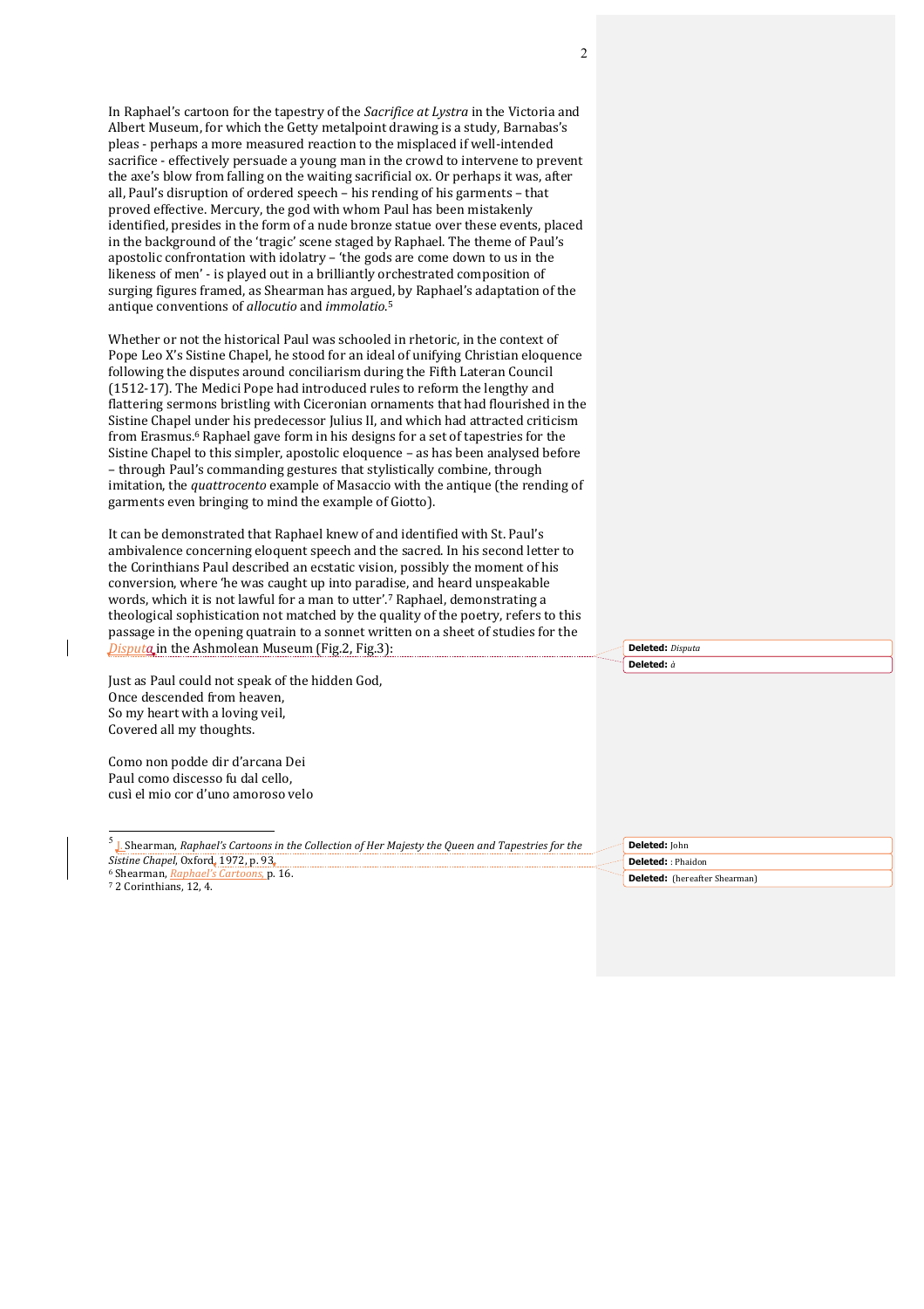In Raphael's cartoon for the tapestry of the *Sacrifice at Lystra* in the Victoria and Albert Museum, for which the Getty metalpoint drawing is a study, Barnabas's pleas - perhaps a more measured reaction to the misplaced if well-intended sacrifice - effectively persuade a young man in the crowd to intervene to prevent the axe's blow from falling on the waiting sacrificial ox. Or perhaps it was, after all, Paul's disruption of ordered speech – his rending of his garments – that proved effective. Mercury, the god with whom Paul has been mistakenly identified, presides in the form of a nude bronze statue over these events, placed in the background of the 'tragic' scene staged by Raphael. The theme of Paul's apostolic confrontation with idolatry – 'the gods are come down to us in the likeness of men' - is played out in a brilliantly orchestrated composition of surging figures framed, as Shearman has argued, by Raphael's adaptation of the antique conventions of *allocutio* and *immolatio*.[5]

Whether or not the historical Paul was schooled in rhetoric, in the context of Pope Leo X's Sistine Chapel, he stood for an ideal of unifying Christian eloquence following the disputes around conciliarism during the Fifth Lateran Council (1512-17). The Medici Pope had introduced rules to reform the lengthy and flattering sermons bristling with Ciceronian ornaments that had flourished in the Sistine Chapel under his predecessor Julius II, and which had attracted criticism from Erasmus.[6] Raphael gave form in his designs for a set of tapestries for the Sistine Chapel to this simpler, apostolic eloquence – as has been analysed before – through Paul's commanding gestures that stylistically combine, through imitation, the *quattrocento* example of Masaccio with the antique (the rending of garments even bringing to mind the example of Giotto).

It can be demonstrated that Raphael knew of and identified with St. Paul's ambivalence concerning eloquent speech and the sacred. In his second letter to the Corinthians Paul described an ecstatic vision, possibly the moment of his conversion, where 'he was caught up into paradise, and heard unspeakable words, which it is not lawful for a man to utter'.[7] Raphael, demonstrating a theological sophistication not matched by the quality of the poetry, refers to this passage in the opening quatrain to a sonnet written on a sheet of studies for the *Disputa* in the Ashmolean Museum (Fig.2, Fig.3):

Just as Paul could not speak of the hidden God,
Once descended from heaven,
So my heart with a loving veil,
Covered all my thoughts.

Como non podde dir d'arcana Dei
Paul como discesso fu dal cello,
cusì el mio cor d'uno amoroso velo

---

[5] Shearman, *Raphael's Cartoons in the Collection of Her Majesty the Queen and Tapestries for the Sistine Chapel*, Oxford, 1972, p. 93.
[6] Shearman, *Raphael's Cartoons*, p. 16.
[7] 2 Corinthians, 12, 4.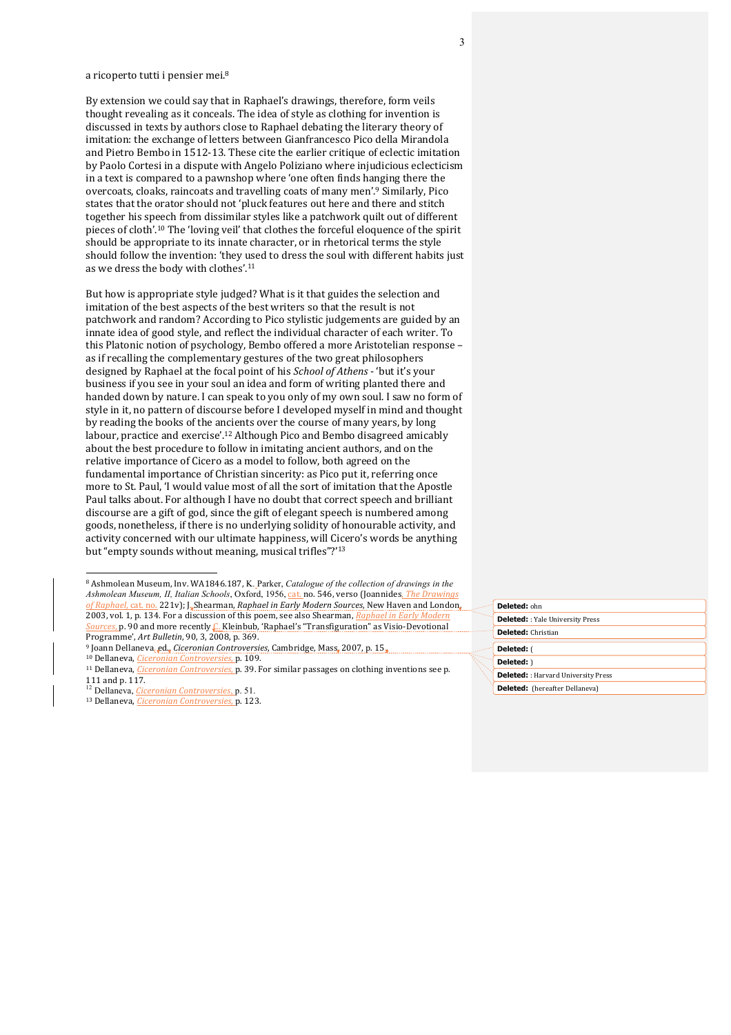a ricoperto tutti i pensier mei.[8]

By extension we could say that in Raphael's drawings, therefore, form veils thought revealing as it conceals. The idea of style as clothing for invention is discussed in texts by authors close to Raphael debating the literary theory of imitation: the exchange of letters between Gianfrancesco Pico della Mirandola and Pietro Bembo in 1512-13. These cite the earlier critique of eclectic imitation by Paolo Cortesi in a dispute with Angelo Poliziano where injudicious eclecticism in a text is compared to a pawnshop where 'one often finds hanging there the overcoats, cloaks, raincoats and travelling coats of many men'.[9] Similarly, Pico states that the orator should not 'pluck features out here and there and stitch together his speech from dissimilar styles like a patchwork quilt out of different pieces of cloth'.[10] The 'loving veil' that clothes the forceful eloquence of the spirit should be appropriate to its innate character, or in rhetorical terms the style should follow the invention: 'they used to dress the soul with different habits just as we dress the body with clothes'.[11]

But how is appropriate style judged? What is it that guides the selection and imitation of the best aspects of the best writers so that the result is not patchwork and random? According to Pico stylistic judgements are guided by an innate idea of good style, and reflect the individual character of each writer. To this Platonic notion of psychology, Bembo offered a more Aristotelian response – as if recalling the complementary gestures of the two great philosophers designed by Raphael at the focal point of his *School of Athens* - 'but it's your business if you see in your soul an idea and form of writing planted there and handed down by nature. I can speak to you only of my own soul. I saw no form of style in it, no pattern of discourse before I developed myself in mind and thought by reading the books of the ancients over the course of many years, by long labour, practice and exercise'.[12] Although Pico and Bembo disagreed amicably about the best procedure to follow in imitating ancient authors, and on the relative importance of Cicero as a model to follow, both agreed on the fundamental importance of Christian sincerity: as Pico put it, referring once more to St. Paul, 'I would value most of all the sort of imitation that the Apostle Paul talks about. For although I have no doubt that correct speech and brilliant discourse are a gift of god, since the gift of elegant speech is numbered among activity, nonetheless, if there is no underlying solidity of honourable activity, and activity concerned with our ultimate happiness, will Cicero's words be anything but "empty sounds without meaning, musical trifles"?'[13]

---

[8] Ashmolean Museum, Inv. WA1846.187, K. Parker, *Catalogue of the collection of drawings in the Ashmolean Museum, II, Italian Schools*, Oxford, 1956, cat. no. 546, verso (Joannides, *The Drawings of Raphael*, cat. no. 221v); J. Shearman, *Raphael in Early Modern Sources*, New Haven and London, 2003, vol. 1, p. 134. For a discussion of this poem, see also Shearman, *Raphael in Early Modern Sources*, p. 90 and more recently C. Kleinbub, 'Raphael's "Transfiguration" as Visio-Devotional Programme', *Art Bulletin*, 90, 3, 2008, p. 369.

[9] Joann Dellaneva, ed., *Ciceronian Controversies*, Cambridge, Mass, 2007, p. 15.

[10] Dellaneva, *Ciceronian Controversies*, p. 109.

[11] Dellaneva, *Ciceronian Controversies*, p. 39. For similar passages on clothing inventions see p. 111 and p. 117.

[12] Dellaneva, *Ciceronian Controversies*, p. 51.

[13] Dellaneva, *Ciceronian Controversies*, p. 123.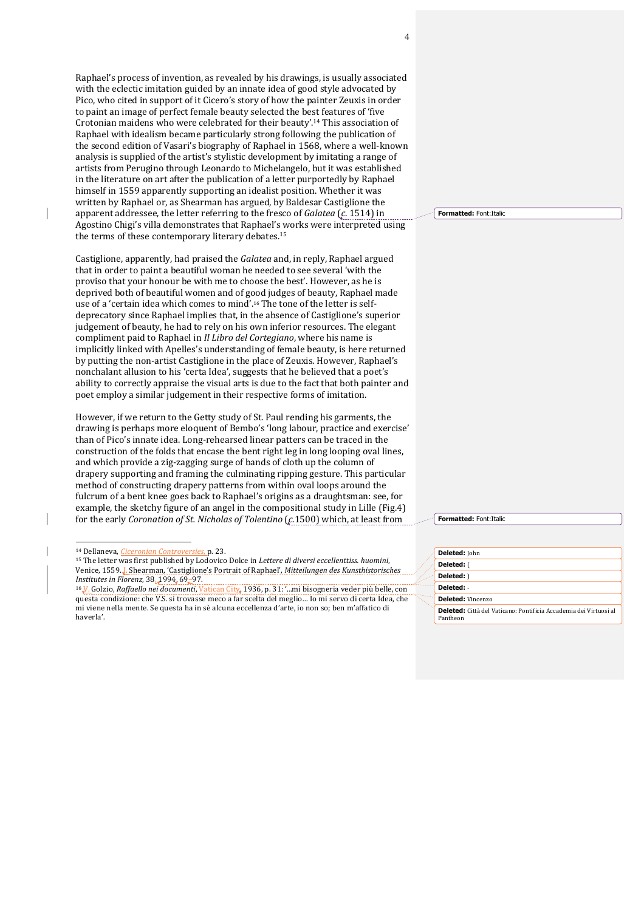Raphael's process of invention, as revealed by his drawings, is usually associated with the eclectic imitation guided by an innate idea of good style advocated by Pico, who cited in support of it Cicero's story of how the painter Zeuxis in order to paint an image of perfect female beauty selected the best features of 'five Crotonian maidens who were celebrated for their beauty'.[14] This association of Raphael with idealism became particularly strong following the publication of the second edition of Vasari's biography of Raphael in 1568, where a well-known analysis is supplied of the artist's stylistic development by imitating a range of artists from Perugino through Leonardo to Michelangelo, but it was established in the literature on art after the publication of a letter purportedly by Raphael himself in 1559 apparently supporting an idealist position. Whether it was written by Raphael or, as Shearman has argued, by Baldesar Castiglione the apparent addressee, the letter referring to the fresco of *Galatea* (*c.* 1514) in Agostino Chigi's villa demonstrates that Raphael's works were interpreted using the terms of these contemporary literary debates.[15]

Castiglione, apparently, had praised the *Galatea* and, in reply, Raphael argued that in order to paint a beautiful woman he needed to see several 'with the proviso that your honour be with me to choose the best'. However, as he is deprived both of beautiful women and of good judges of beauty, Raphael made use of a 'certain idea which comes to mind'.[16] The tone of the letter is self-deprecatory since Raphael implies that, in the absence of Castiglione's superior judgement of beauty, he had to rely on his own inferior resources. The elegant compliment paid to Raphael in *Il Libro del Cortegiano*, where his name is implicitly linked with Apelles's understanding of female beauty, is here returned by putting the non-artist Castiglione in the place of Zeuxis. However, Raphael's nonchalant allusion to his 'certa Idea', suggests that he believed that a poet's ability to correctly appraise the visual arts is due to the fact that both painter and poet employ a similar judgement in their respective forms of imitation.

However, if we return to the Getty study of St. Paul rending his garments, the drawing is perhaps more eloquent of Bembo's 'long labour, practice and exercise' than of Pico's innate idea. Long-rehearsed linear patters can be traced in the construction of the folds that encase the bent right leg in long looping oval lines, and which provide a zig-zagging surge of bands of cloth up the column of drapery supporting and framing the culminating ripping gesture. This particular method of constructing drapery patterns from within oval loops around the fulcrum of a bent knee goes back to Raphael's origins as a draughtsman: see, for example, the sketchy figure of an angel in the compositional study in Lille (Fig.4) for the early *Coronation of St. Nicholas of Tolentino* (*c.*1500) which, at least from

[14] Dellaneva, *Ciceronian Controversies*, p. 23.

[15] The letter was first published by Lodovico Dolce in *Lettere di diversi eccellenttiss. huomini*, Venice, 1559. J. Shearman, 'Castiglione's Portrait of Raphael', *Mitteilungen des Kunsthistorisches Institutes in Florenz*, 38, 1994, 69–97.

[16] V. Golzio, *Raffaello nei documenti*, Vatican City, 1936, p. 31: '...mi bisogneria veder più belle, con questa condizione: che V.S. si trovasse meco a far scelta del meglio... Io mi servo di certa Idea, che mi viene nella mente. Se questa ha in sè alcuna eccellenza d'arte, io non so; ben m'affatico di haverla'.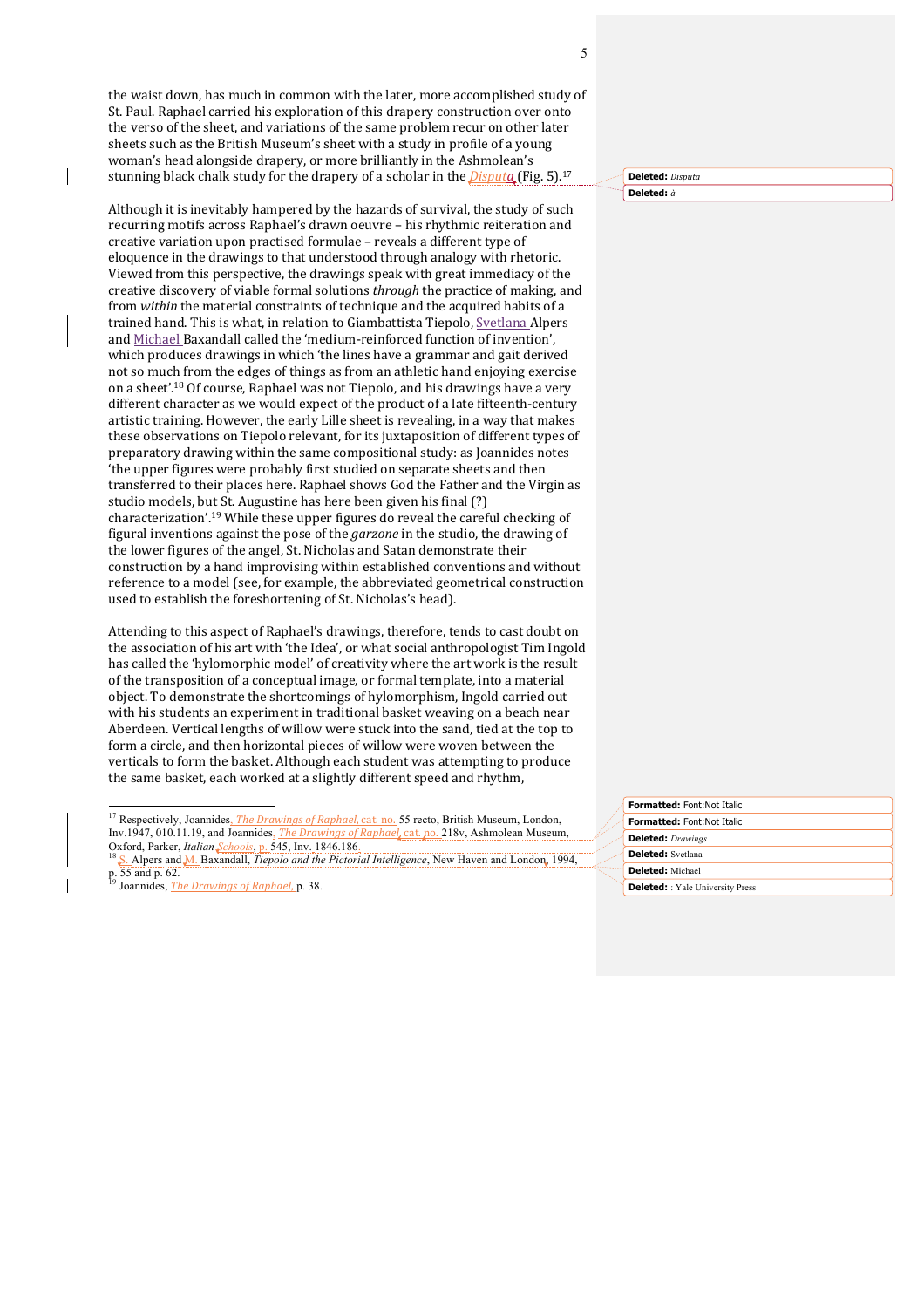the waist down, has much in common with the later, more accomplished study of St. Paul. Raphael carried his exploration of this drapery construction over onto the verso of the sheet, and variations of the same problem recur on other later sheets such as the British Museum's sheet with a study in profile of a young woman's head alongside drapery, or more brilliantly in the Ashmolean's stunning black chalk study for the drapery of a scholar in the *Disputa* (Fig. 5).[17]

Although it is inevitably hampered by the hazards of survival, the study of such recurring motifs across Raphael's drawn oeuvre – his rhythmic reiteration and creative variation upon practised formulae – reveals a different type of eloquence in the drawings to that understood through analogy with rhetoric. Viewed from this perspective, the drawings speak with great immediacy of the creative discovery of viable formal solutions *through* the practice of making, and from *within* the material constraints of technique and the acquired habits of a trained hand. This is what, in relation to Giambattista Tiepolo, Svetlana Alpers and Michael Baxandall called the 'medium-reinforced function of invention', which produces drawings in which 'the lines have a grammar and gait derived not so much from the edges of things as from an athletic hand enjoying exercise on a sheet'.[18] Of course, Raphael was not Tiepolo, and his drawings have a very different character as we would expect of the product of a late fifteenth-century artistic training. However, the early Lille sheet is revealing, in a way that makes these observations on Tiepolo relevant, for its juxtaposition of different types of preparatory drawing within the same compositional study: as Joannides notes 'the upper figures were probably first studied on separate sheets and then transferred to their places here. Raphael shows God the Father and the Virgin as studio models, but St. Augustine has here been given his final (?) characterization'.[19] While these upper figures do reveal the careful checking of figural inventions against the pose of the *garzone* in the studio, the drawing of the lower figures of the angel, St. Nicholas and Satan demonstrate their construction by a hand improvising within established conventions and without reference to a model (see, for example, the abbreviated geometrical construction used to establish the foreshortening of St. Nicholas's head).

Attending to this aspect of Raphael's drawings, therefore, tends to cast doubt on the association of his art with 'the Idea', or what social anthropologist Tim Ingold has called the 'hylomorphic model' of creativity where the art work is the result of the transposition of a conceptual image, or formal template, into a material object. To demonstrate the shortcomings of hylomorphism, Ingold carried out with his students an experiment in traditional basket weaving on a beach near Aberdeen. Vertical lengths of willow were stuck into the sand, tied at the top to form a circle, and then horizontal pieces of willow were woven between the verticals to form the basket. Although each student was attempting to produce the same basket, each worked at a slightly different speed and rhythm,

---

[17] Respectively, Joannides, *The Drawings of Raphael*, cat. no. 55 recto, British Museum, London, Inv.1947, 010.11.19, and Joannides, *The Drawings of Raphael*, cat. no. 218v, Ashmolean Museum, Oxford, Parker, *Italian Schools*, p. 545, Inv. 1846.186.

[18] S. Alpers and M. Baxandall, *Tiepolo and the Pictorial Intelligence*, New Haven and London, 1994, p. 55 and p. 62.

[19] Joannides, *The Drawings of Raphael*, p. 38.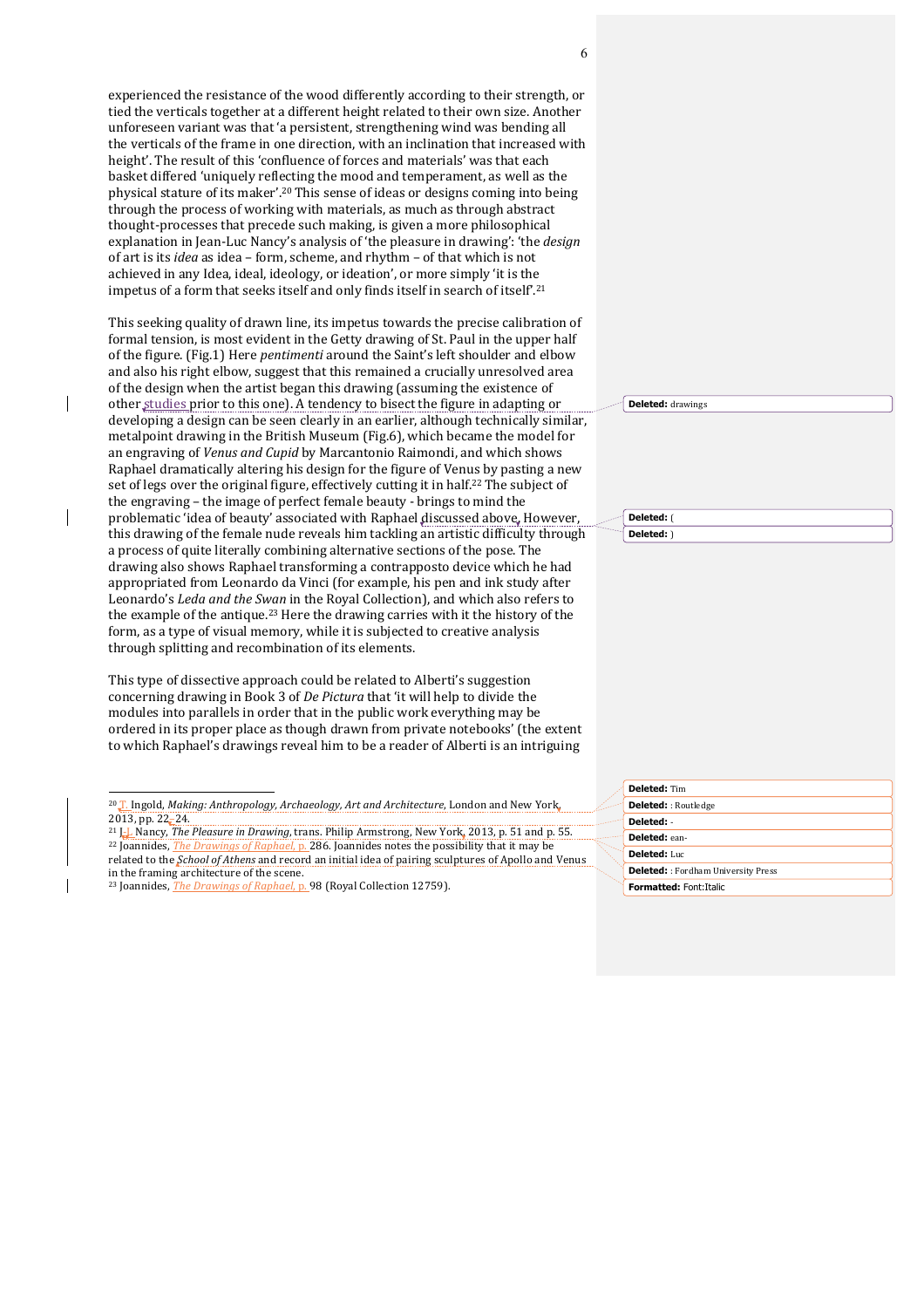experienced the resistance of the wood differently according to their strength, or tied the verticals together at a different height related to their own size. Another unforeseen variant was that 'a persistent, strengthening wind was bending all the verticals of the frame in one direction, with an inclination that increased with height'. The result of this 'confluence of forces and materials' was that each basket differed 'uniquely reflecting the mood and temperament, as well as the physical stature of its maker'.[20] This sense of ideas or designs coming into being through the process of working with materials, as much as through abstract thought-processes that precede such making, is given a more philosophical explanation in Jean-Luc Nancy's analysis of 'the pleasure in drawing': 'the *design* of art is its *idea* as idea – form, scheme, and rhythm – of that which is not achieved in any Idea, ideal, ideology, or ideation', or more simply 'it is the impetus of a form that seeks itself and only finds itself in search of itself'.[21]

This seeking quality of drawn line, its impetus towards the precise calibration of formal tension, is most evident in the Getty drawing of St. Paul in the upper half of the figure. (Fig.1) Here *pentimenti* around the Saint's left shoulder and elbow and also his right elbow, suggest that this remained a crucially unresolved area of the design when the artist began this drawing (assuming the existence of other studies prior to this one). A tendency to bisect the figure in adapting or developing a design can be seen clearly in an earlier, although technically similar, metalpoint drawing in the British Museum (Fig.6), which became the model for an engraving of *Venus and Cupid* by Marcantonio Raimondi, and which shows Raphael dramatically altering his design for the figure of Venus by pasting a new set of legs over the original figure, effectively cutting it in half.[22] The subject of the engraving – the image of perfect female beauty - brings to mind the problematic 'idea of beauty' associated with Raphael discussed above. However, this drawing of the female nude reveals him tackling an artistic difficulty through a process of quite literally combining alternative sections of the pose. The drawing also shows Raphael transforming a contrapposto device which he had appropriated from Leonardo da Vinci (for example, his pen and ink study after Leonardo's *Leda and the Swan* in the Royal Collection), and which also refers to the example of the antique.[23] Here the drawing carries with it the history of the form, as a type of visual memory, while it is subjected to creative analysis through splitting and recombination of its elements.

This type of dissective approach could be related to Alberti's suggestion concerning drawing in Book 3 of *De Pictura* that 'it will help to divide the modules into parallels in order that in the public work everything may be ordered in its proper place as though drawn from private notebooks' (the extent to which Raphael's drawings reveal him to be a reader of Alberti is an intriguing

---

[20] T. Ingold, *Making: Anthropology, Archaeology, Art and Architecture*, London and New York, 2013, pp. 22–24.

[21] J.-L. Nancy, *The Pleasure in Drawing*, trans. Philip Armstrong, New York, 2013, p. 51 and p. 55.

[22] Joannides, *The Drawings of Raphael*, p. 286. Joannides notes the possibility that it may be related to the *School of Athens* and record an initial idea of pairing sculptures of Apollo and Venus in the framing architecture of the scene.

[23] Joannides, *The Drawings of Raphael*, p. 98 (Royal Collection 12759).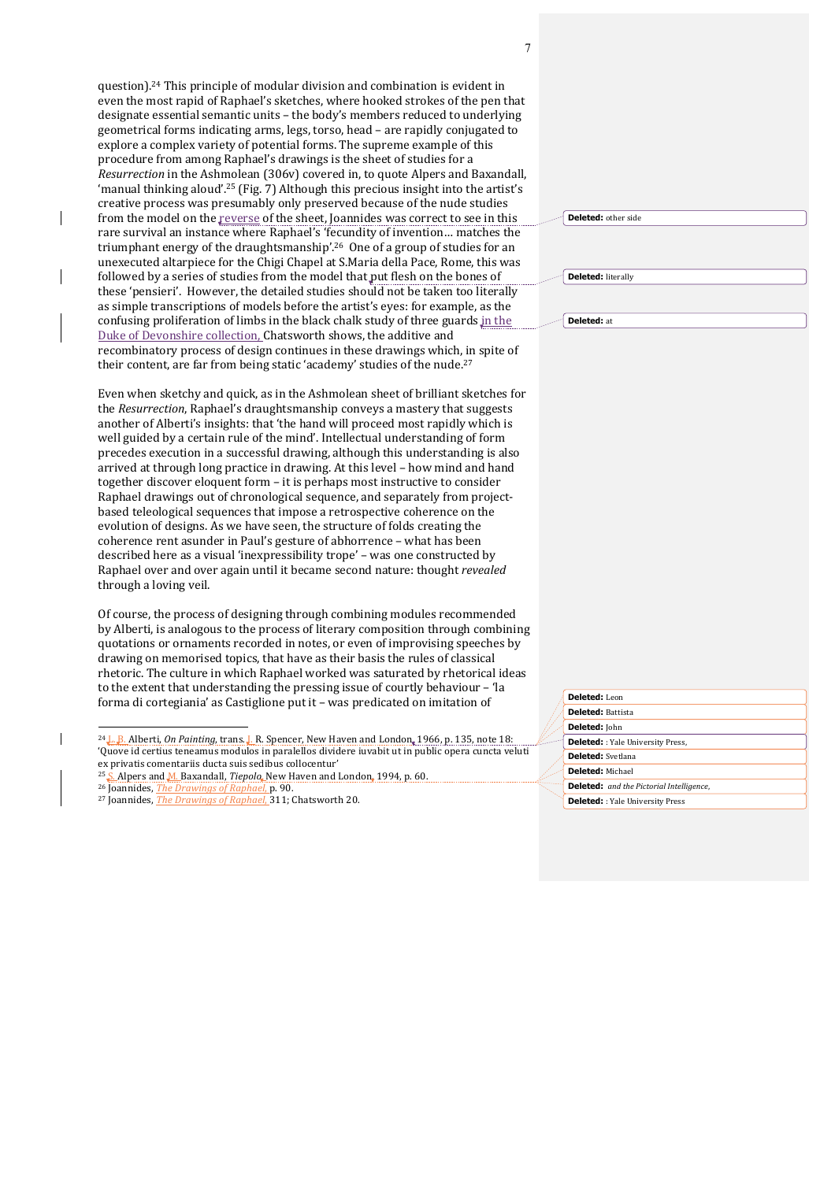question).[24] This principle of modular division and combination is evident in even the most rapid of Raphael's sketches, where hooked strokes of the pen that designate essential semantic units – the body's members reduced to underlying geometrical forms indicating arms, legs, torso, head – are rapidly conjugated to explore a complex variety of potential forms. The supreme example of this procedure from among Raphael's drawings is the sheet of studies for a *Resurrection* in the Ashmolean (306v) covered in, to quote Alpers and Baxandall, 'manual thinking aloud'.[25] (Fig. 7) Although this precious insight into the artist's creative process was presumably only preserved because of the nude studies from the model on the reverse of the sheet, Joannides was correct to see in this rare survival an instance where Raphael's 'fecundity of invention… matches the triumphant energy of the draughtsmanship'.[26] One of a group of studies for an unexecuted altarpiece for the Chigi Chapel at S.Maria della Pace, Rome, this was followed by a series of studies from the model that put flesh on the bones of these 'pensieri'. However, the detailed studies should not be taken too literally as simple transcriptions of models before the artist's eyes: for example, as the confusing proliferation of limbs in the black chalk study of three guards in the Duke of Devonshire collection, Chatsworth shows, the additive and recombinatory process of design continues in these drawings which, in spite of their content, are far from being static 'academy' studies of the nude.[27]

Even when sketchy and quick, as in the Ashmolean sheet of brilliant sketches for the *Resurrection*, Raphael's draughtsmanship conveys a mastery that suggests another of Alberti's insights: that 'the hand will proceed most rapidly which is well guided by a certain rule of the mind'. Intellectual understanding of form precedes execution in a successful drawing, although this understanding is also arrived at through long practice in drawing. At this level – how mind and hand together discover eloquent form – it is perhaps most instructive to consider Raphael drawings out of chronological sequence, and separately from project-based teleological sequences that impose a retrospective coherence on the evolution of designs. As we have seen, the structure of folds creating the coherence rent asunder in Paul's gesture of abhorrence – what has been described here as a visual 'inexpressibility trope' – was one constructed by Raphael over and over again until it became second nature: thought *revealed* through a loving veil.

Of course, the process of designing through combining modules recommended by Alberti, is analogous to the process of literary composition through combining quotations or ornaments recorded in notes, or even of improvising speeches by drawing on memorised topics, that have as their basis the rules of classical rhetoric. The culture in which Raphael worked was saturated by rhetorical ideas to the extent that understanding the pressing issue of courtly behaviour – 'la forma di cortegiania' as Castiglione put it – was predicated on imitation of

---

[24] L. B. Alberti, *On Painting*, trans. J. R. Spencer, New Haven and London, 1966, p. 135, note 18: 'Quove id certius teneamus modulos in paralellos dividere iuvabit ut in public opera cuncta veluti ex privatis comentariis ducta suis sedibus collocentur'

[25] S. Alpers and M. Baxandall, *Tiepolo*, New Haven and London, 1994, p. 60.

[26] Joannides, *The Drawings of Raphael*, p. 90.

[27] Joannides, *The Drawings of Raphael*, 311; Chatsworth 20.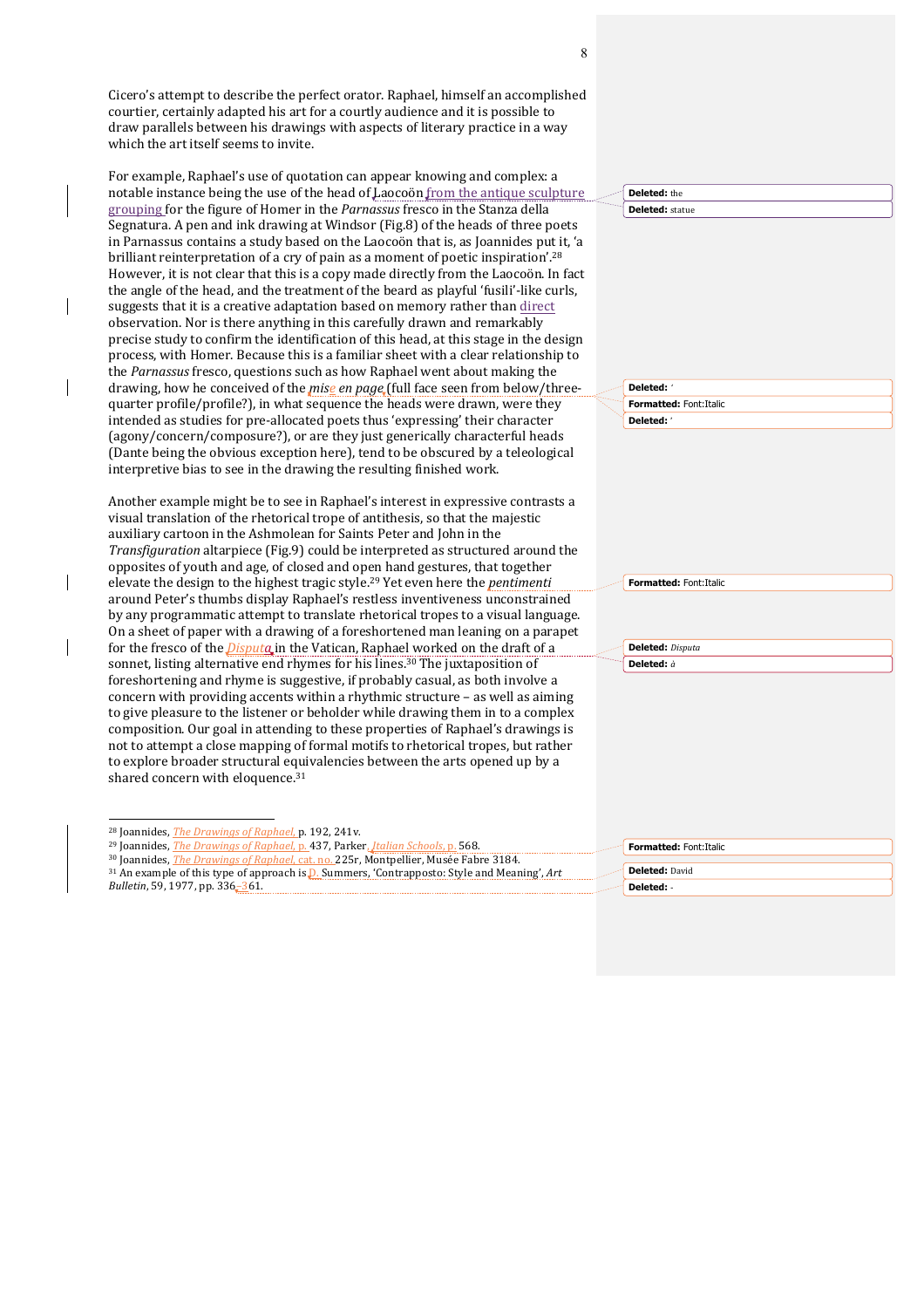Cicero's attempt to describe the perfect orator. Raphael, himself an accomplished courtier, certainly adapted his art for a courtly audience and it is possible to draw parallels between his drawings with aspects of literary practice in a way which the art itself seems to invite.

For example, Raphael's use of quotation can appear knowing and complex: a notable instance being the use of the head of Laocoön from the antique sculpture grouping for the figure of Homer in the *Parnassus* fresco in the Stanza della Segnatura. A pen and ink drawing at Windsor (Fig.8) of the heads of three poets in Parnassus contains a study based on the Laocoön that is, as Joannides put it, 'a brilliant reinterpretation of a cry of pain as a moment of poetic inspiration'.[28] However, it is not clear that this is a copy made directly from the Laocoön. In fact the angle of the head, and the treatment of the beard as playful 'fusili'-like curls, suggests that it is a creative adaptation based on memory rather than direct observation. Nor is there anything in this carefully drawn and remarkably precise study to confirm the identification of this head, at this stage in the design process, with Homer. Because this is a familiar sheet with a clear relationship to the *Parnassus* fresco, questions such as how Raphael went about making the drawing, how he conceived of the *mise en page* (full face seen from below/three-quarter profile/profile?), in what sequence the heads were drawn, were they intended as studies for pre-allocated poets thus 'expressing' their character (agony/concern/composure?), or are they just generically characterful heads (Dante being the obvious exception here), tend to be obscured by a teleological interpretive bias to see in the drawing the resulting finished work.

Another example might be to see in Raphael's interest in expressive contrasts a visual translation of the rhetorical trope of antithesis, so that the majestic auxiliary cartoon in the Ashmolean for Saints Peter and John in the *Transfiguration* altarpiece (Fig.9) could be interpreted as structured around the opposites of youth and age, of closed and open hand gestures, that together elevate the design to the highest tragic style.[29] Yet even here the *pentimenti* around Peter's thumbs display Raphael's restless inventiveness unconstrained by any programmatic attempt to translate rhetorical tropes to a visual language. On a sheet of paper with a drawing of a foreshortened man leaning on a parapet for the fresco of the *Disputa* in the Vatican, Raphael worked on the draft of a sonnet, listing alternative end rhymes for his lines.[30] The juxtaposition of foreshortening and rhyme is suggestive, if probably casual, as both involve a concern with providing accents within a rhythmic structure – as well as aiming to give pleasure to the listener or beholder while drawing them in to a complex composition. Our goal in attending to these properties of Raphael's drawings is not to attempt a close mapping of formal motifs to rhetorical tropes, but rather to explore broader structural equivalencies between the arts opened up by a shared concern with eloquence.[31]

---

[28] Joannides, *The Drawings of Raphael*, p. 192, 241v.

[29] Joannides, *The Drawings of Raphael*, p. 437, Parker, *Italian Schools*, p. 568.

[30] Joannides, *The Drawings of Raphael*, cat. no. 225r, Montpellier, Musée Fabre 3184.

[31] An example of this type of approach is D. Summers, 'Contrapposto: Style and Meaning', *Art Bulletin*, 59, 1977, pp. 336–361.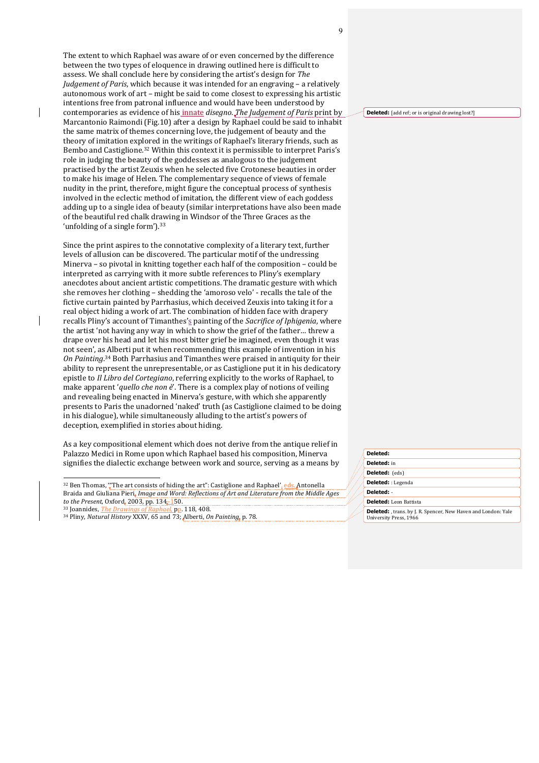The extent to which Raphael was aware of or even concerned by the difference between the two types of eloquence in drawing outlined here is difficult to assess. We shall conclude here by considering the artist's design for *The Judgement of Paris*, which because it was intended for an engraving – a relatively autonomous work of art – might be said to come closest to expressing his artistic intentions free from patronal influence and would have been understood by contemporaries as evidence of his innate *disegno*. *The Judgement of Paris* print by Marcantonio Raimondi (Fig.10) after a design by Raphael could be said to inhabit the same matrix of themes concerning love, the judgement of beauty and the theory of imitation explored in the writings of Raphael's literary friends, such as Bembo and Castiglione.[32] Within this context it is permissible to interpret Paris's role in judging the beauty of the goddesses as analogous to the judgement practised by the artist Zeuxis when he selected five Crotonese beauties in order to make his image of Helen. The complementary sequence of views of female nudity in the print, therefore, might figure the conceptual process of synthesis involved in the eclectic method of imitation, the different view of each goddess adding up to a single idea of beauty (similar interpretations have also been made of the beautiful red chalk drawing in Windsor of the Three Graces as the 'unfolding of a single form').[33]

Since the print aspires to the connotative complexity of a literary text, further levels of allusion can be discovered. The particular motif of the undressing Minerva – so pivotal in knitting together each half of the composition – could be interpreted as carrying with it more subtle references to Pliny's exemplary anecdotes about ancient artistic competitions. The dramatic gesture with which she removes her clothing – shedding the 'amoroso velo' - recalls the tale of the fictive curtain painted by Parrhasius, which deceived Zeuxis into taking it for a real object hiding a work of art. The combination of hidden face with drapery recalls Pliny's account of Timanthes's painting of the *Sacrifice of Iphigenia*, where the artist 'not having any way in which to show the grief of the father… threw a drape over his head and let his most bitter grief be imagined, even though it was not seen', as Alberti put it when recommending this example of invention in his *On Painting*.[34] Both Parrhasius and Timanthes were praised in antiquity for their ability to represent the unrepresentable, or as Castiglione put it in his dedicatory epistle to *Il Libro del Cortegiano*, referring explicitly to the works of Raphael, to make apparent '*quello che non è*'. There is a complex play of notions of veiling and revealing being enacted in Minerva's gesture, with which she apparently presents to Paris the unadorned 'naked' truth (as Castiglione claimed to be doing in his dialogue), while simultaneously alluding to the artist's powers of deception, exemplified in stories about hiding.

As a key compositional element which does not derive from the antique relief in Palazzo Medici in Rome upon which Raphael based his composition, Minerva signifies the dialectic exchange between work and source, serving as a means by

---

[32] Ben Thomas, '"The art consists of hiding the art": Castiglione and Raphael', eds. Antonella Braida and Giuliana Pieri, *Image and Word: Reflections of Art and Literature from the Middle Ages to the Present*, Oxford, 2003, pp. 134–150.

[33] Joannides, *The Drawings of Raphael*, pp. 118, 408.

[34] Pliny, *Natural History* XXXV, 65 and 73; Alberti, *On Painting*, p. 78.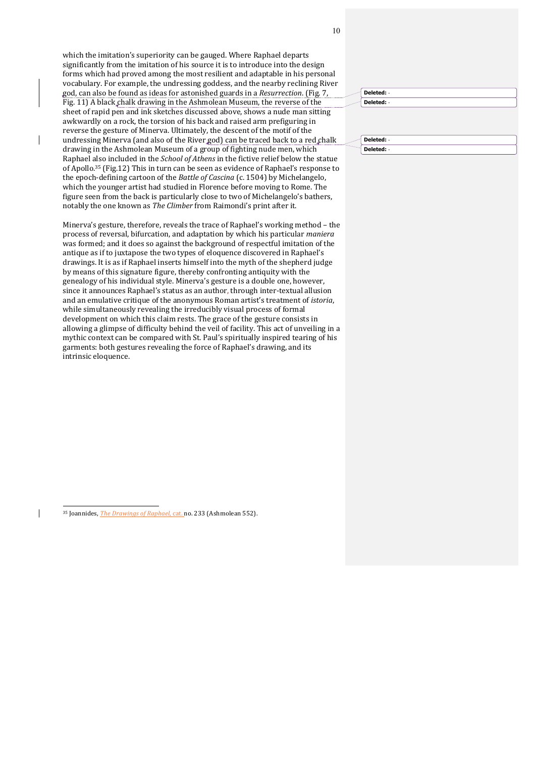which the imitation's superiority can be gauged. Where Raphael departs significantly from the imitation of his source it is to introduce into the design forms which had proved among the most resilient and adaptable in his personal vocabulary. For example, the undressing goddess, and the nearby reclining River god, can also be found as ideas for astonished guards in a *Resurrection*. (Fig. 7, Fig. 11) A black chalk drawing in the Ashmolean Museum, the reverse of the sheet of rapid pen and ink sketches discussed above, shows a nude man sitting awkwardly on a rock, the torsion of his back and raised arm prefiguring in reverse the gesture of Minerva. Ultimately, the descent of the motif of the undressing Minerva (and also of the River god) can be traced back to a red chalk drawing in the Ashmolean Museum of a group of fighting nude men, which Raphael also included in the *School of Athens* in the fictive relief below the statue of Apollo.[35] (Fig.12) This in turn can be seen as evidence of Raphael's response to the epoch-defining cartoon of the *Battle of Cascina* (c. 1504) by Michelangelo, which the younger artist had studied in Florence before moving to Rome. The figure seen from the back is particularly close to two of Michelangelo's bathers, notably the one known as *The Climber* from Raimondi's print after it.

Minerva's gesture, therefore, reveals the trace of Raphael's working method – the process of reversal, bifurcation, and adaptation by which his particular *maniera* was formed; and it does so against the background of respectful imitation of the antique as if to juxtapose the two types of eloquence discovered in Raphael's drawings. It is as if Raphael inserts himself into the myth of the shepherd judge by means of this signature figure, thereby confronting antiquity with the genealogy of his individual style. Minerva's gesture is a double one, however, since it announces Raphael's status as an author, through inter-textual allusion and an emulative critique of the anonymous Roman artist's treatment of *istoria*, while simultaneously revealing the irreducibly visual process of formal development on which this claim rests. The grace of the gesture consists in allowing a glimpse of difficulty behind the veil of facility. This act of unveiling in a mythic context can be compared with St. Paul's spiritually inspired tearing of his garments: both gestures revealing the force of Raphael's drawing, and its intrinsic eloquence.

---

[35] Joannides, *The Drawings of Raphael*, cat. no. 233 (Ashmolean 552).